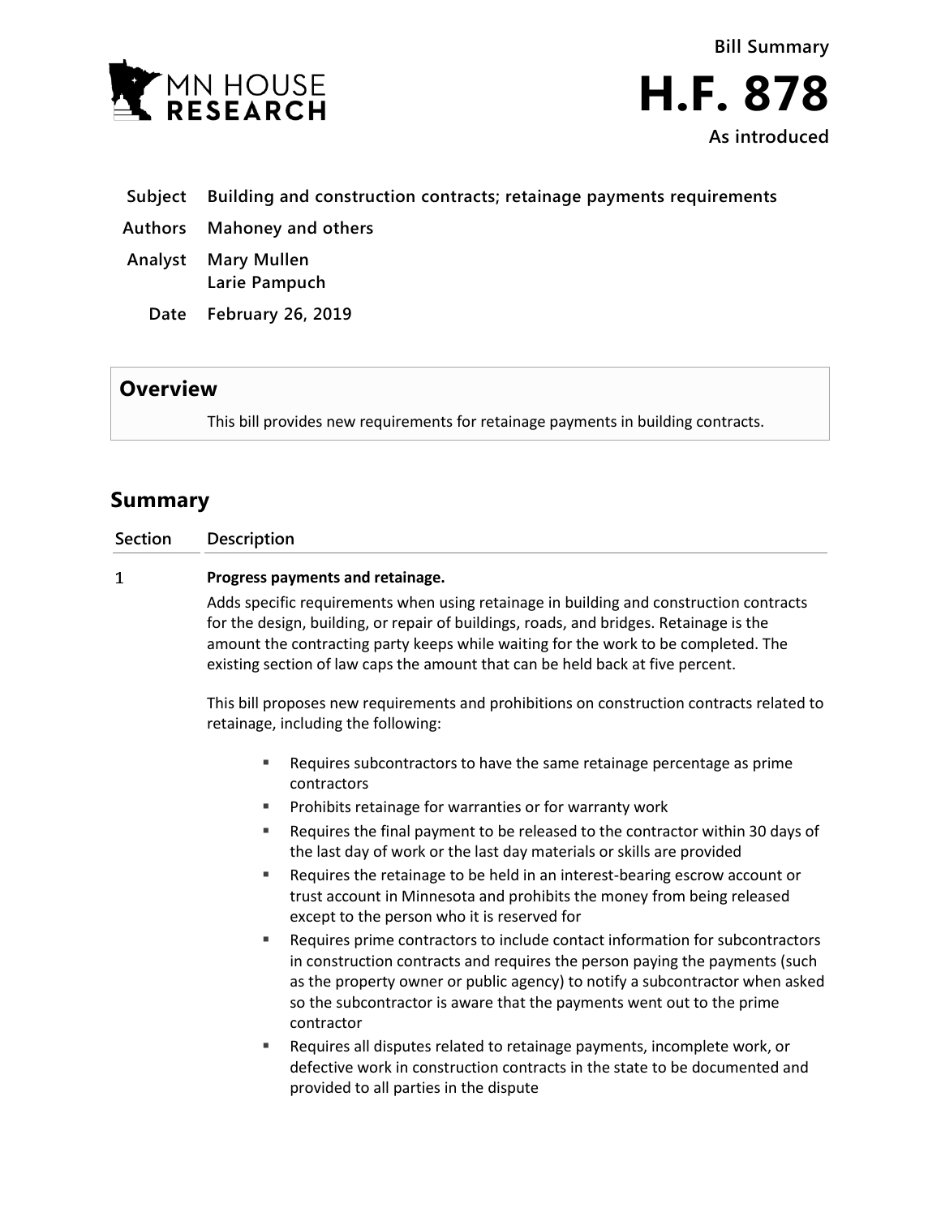MN HOUSE RESEARCH

Bill Summary

# H.F. 878

**As introduced**

| | |
|---|---|
| **Subject** | **Building and construction contracts; retainage payments requirements** |
| **Authors** | **Mahoney and others** |
| **Analyst** | **Mary Mullen**<br>**Larie Pampuch** |
| **Date** | **February 26, 2019** |

## Overview

This bill provides new requirements for retainage payments in building contracts.

## Summary

| Section | Description |
|---|---|
| 1 | **Progress payments and retainage.**<br>Adds specific requirements when using retainage in building and construction contracts for the design, building, or repair of buildings, roads, and bridges. Retainage is the amount the contracting party keeps while waiting for the work to be completed. The existing section of law caps the amount that can be held back at five percent.<br><br>This bill proposes new requirements and prohibitions on construction contracts related to retainage, including the following:<br><br>▪ Requires subcontractors to have the same retainage percentage as prime contractors<br>▪ Prohibits retainage for warranties or for warranty work<br>▪ Requires the final payment to be released to the contractor within 30 days of the last day of work or the last day materials or skills are provided<br>▪ Requires the retainage to be held in an interest-bearing escrow account or trust account in Minnesota and prohibits the money from being released except to the person who it is reserved for<br>▪ Requires prime contractors to include contact information for subcontractors in construction contracts and requires the person paying the payments (such as the property owner or public agency) to notify a subcontractor when asked so the subcontractor is aware that the payments went out to the prime contractor<br>▪ Requires all disputes related to retainage payments, incomplete work, or defective work in construction contracts in the state to be documented and provided to all parties in the dispute |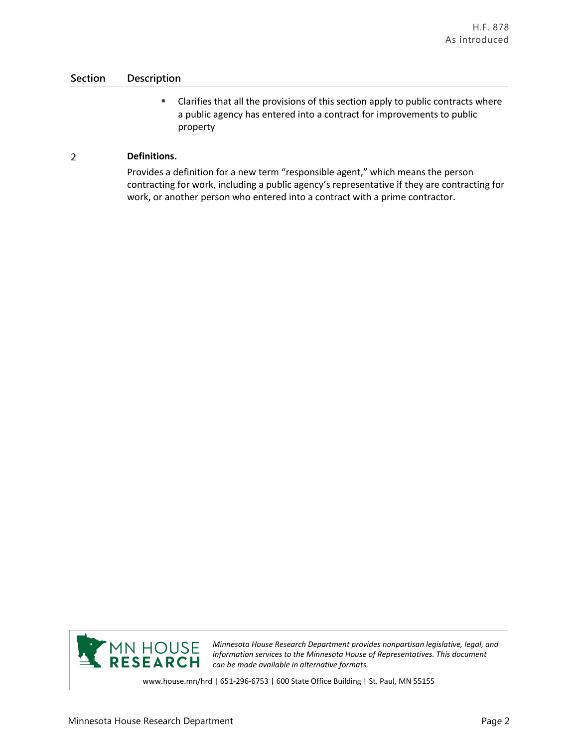| Section | Description |
|---|---|
| | ▪ Clarifies that all the provisions of this section apply to public contracts where a public agency has entered into a contract for improvements to public property |
| 2 | **Definitions.**<br>Provides a definition for a new term "responsible agent," which means the person contracting for work, including a public agency's representative if they are contracting for work, or another person who entered into a contract with a prime contractor. |

*Minnesota House Research Department provides nonpartisan legislative, legal, and information services to the Minnesota House of Representatives. This document can be made available in alternative formats.*

www.house.mn/hrd | 651-296-6753 | 600 State Office Building | St. Paul, MN 55155